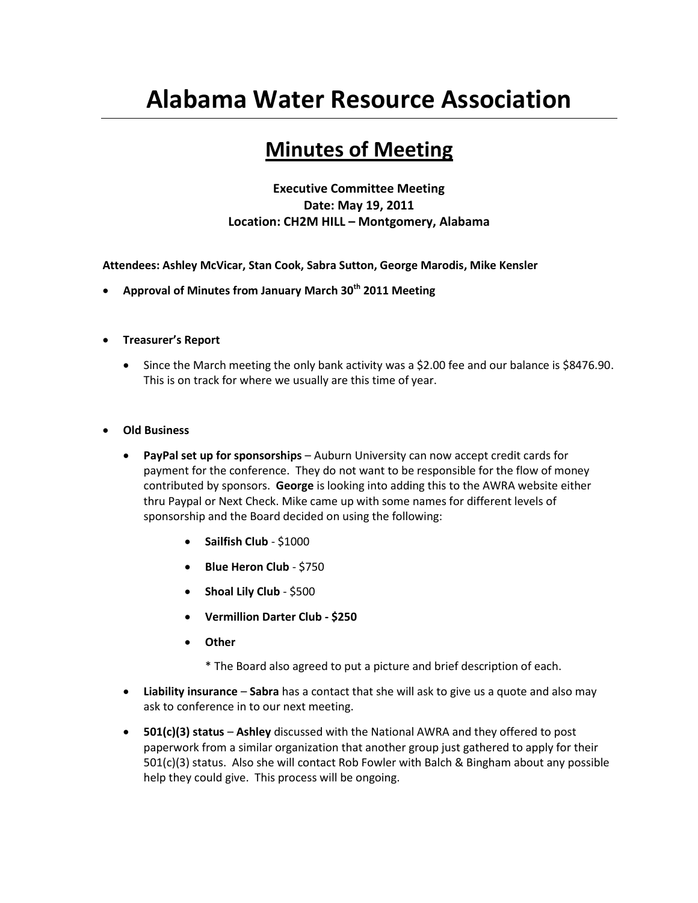# Alabama Water Resource Association

## Minutes of Meeting

**Executive Committee Meeting**
**Date: May 19, 2011**
**Location: CH2M HILL – Montgomery, Alabama**

**Attendees: Ashley McVicar, Stan Cook, Sabra Sutton, George Marodis, Mike Kensler**

- **Approval of Minutes from January March 30th 2011 Meeting**

- **Treasurer's Report**
  - Since the March meeting the only bank activity was a $2.00 fee and our balance is $8476.90. This is on track for where we usually are this time of year.

- **Old Business**
  - **PayPal set up for sponsorships** – Auburn University can now accept credit cards for payment for the conference. They do not want to be responsible for the flow of money contributed by sponsors. **George** is looking into adding this to the AWRA website either thru Paypal or Next Check. Mike came up with some names for different levels of sponsorship and the Board decided on using the following:
    - **Sailfish Club** - $1000
    - **Blue Heron Club** - $750
    - **Shoal Lily Club** - $500
    - **Vermillion Darter Club - $250**
    - **Other**

      * The Board also agreed to put a picture and brief description of each.
  - **Liability insurance** – **Sabra** has a contact that she will ask to give us a quote and also may ask to conference in to our next meeting.
  - **501(c)(3) status** – **Ashley** discussed with the National AWRA and they offered to post paperwork from a similar organization that another group just gathered to apply for their 501(c)(3) status. Also she will contact Rob Fowler with Balch & Bingham about any possible help they could give. This process will be ongoing.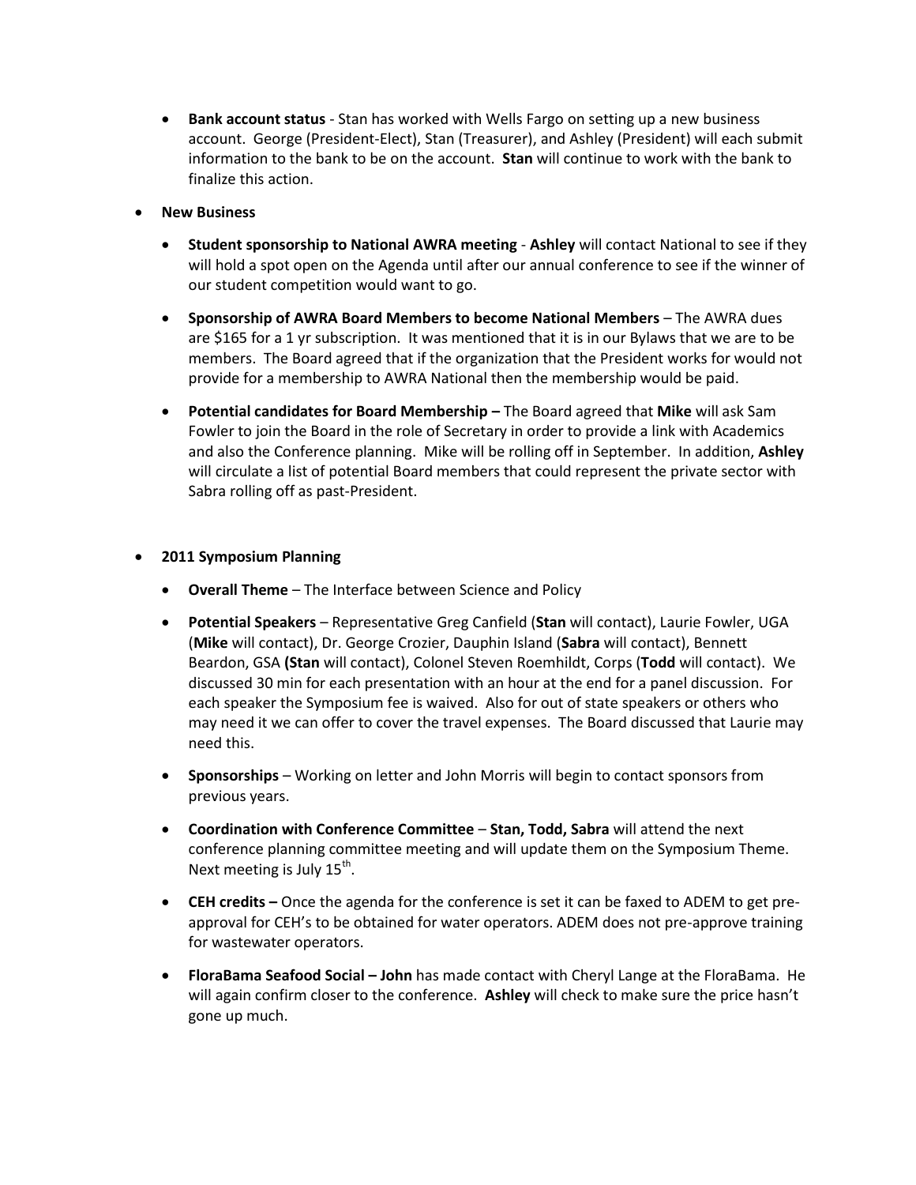- **Bank account status** - Stan has worked with Wells Fargo on setting up a new business account. George (President-Elect), Stan (Treasurer), and Ashley (President) will each submit information to the bank to be on the account. **Stan** will continue to work with the bank to finalize this action.

- **New Business**

  - **Student sponsorship to National AWRA meeting** - **Ashley** will contact National to see if they will hold a spot open on the Agenda until after our annual conference to see if the winner of our student competition would want to go.

  - **Sponsorship of AWRA Board Members to become National Members** – The AWRA dues are $165 for a 1 yr subscription. It was mentioned that it is in our Bylaws that we are to be members. The Board agreed that if the organization that the President works for would not provide for a membership to AWRA National then the membership would be paid.

  - **Potential candidates for Board Membership –** The Board agreed that **Mike** will ask Sam Fowler to join the Board in the role of Secretary in order to provide a link with Academics and also the Conference planning. Mike will be rolling off in September. In addition, **Ashley** will circulate a list of potential Board members that could represent the private sector with Sabra rolling off as past-President.

- **2011 Symposium Planning**

  - **Overall Theme** – The Interface between Science and Policy

  - **Potential Speakers** – Representative Greg Canfield (**Stan** will contact), Laurie Fowler, UGA (**Mike** will contact), Dr. George Crozier, Dauphin Island (**Sabra** will contact), Bennett Beardon, GSA **(Stan** will contact), Colonel Steven Roemhildt, Corps (**Todd** will contact). We discussed 30 min for each presentation with an hour at the end for a panel discussion. For each speaker the Symposium fee is waived. Also for out of state speakers or others who may need it we can offer to cover the travel expenses. The Board discussed that Laurie may need this.

  - **Sponsorships** – Working on letter and John Morris will begin to contact sponsors from previous years.

  - **Coordination with Conference Committee** – **Stan, Todd, Sabra** will attend the next conference planning committee meeting and will update them on the Symposium Theme. Next meeting is July 15th.

  - **CEH credits –** Once the agenda for the conference is set it can be faxed to ADEM to get pre-approval for CEH's to be obtained for water operators. ADEM does not pre-approve training for wastewater operators.

  - **FloraBama Seafood Social – John** has made contact with Cheryl Lange at the FloraBama. He will again confirm closer to the conference. **Ashley** will check to make sure the price hasn't gone up much.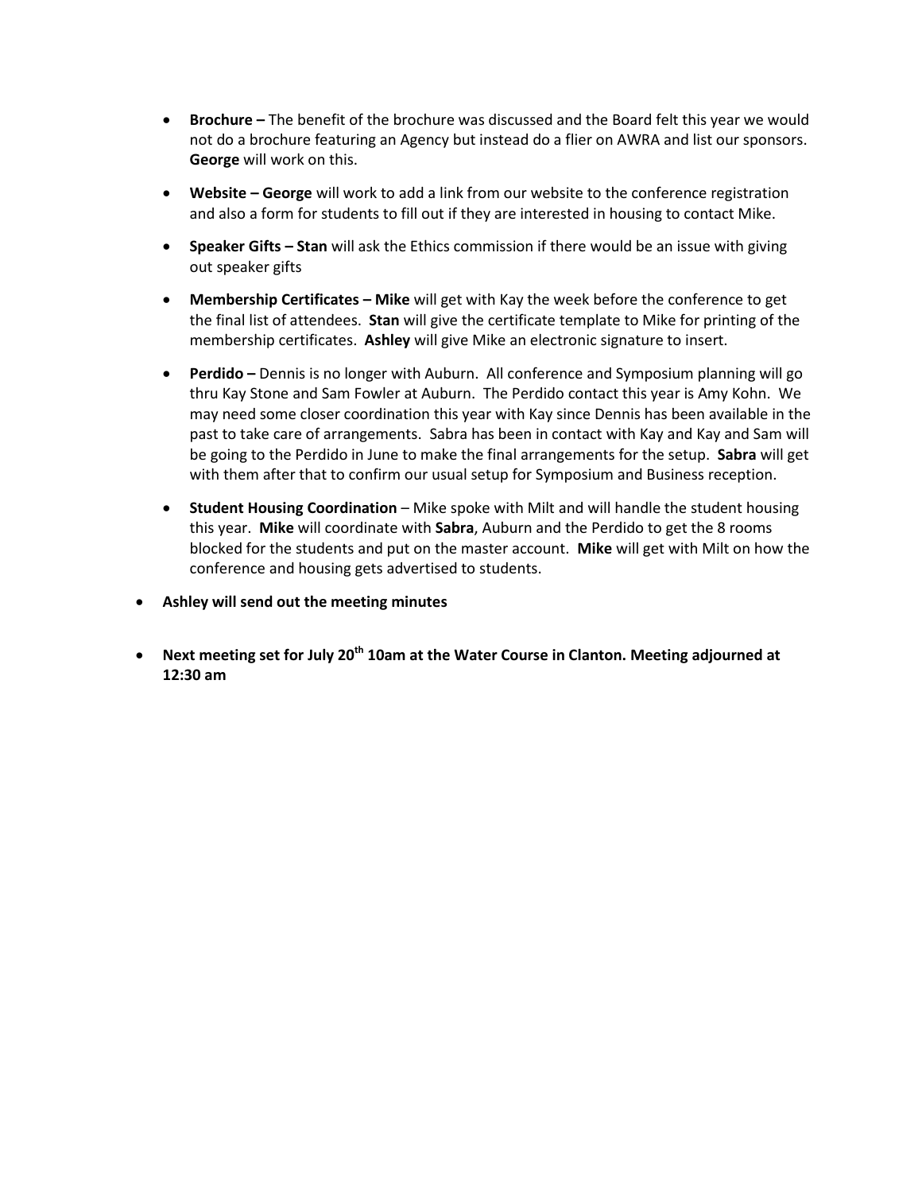- **Brochure –** The benefit of the brochure was discussed and the Board felt this year we would not do a brochure featuring an Agency but instead do a flier on AWRA and list our sponsors. **George** will work on this.

- **Website – George** will work to add a link from our website to the conference registration and also a form for students to fill out if they are interested in housing to contact Mike.

- **Speaker Gifts – Stan** will ask the Ethics commission if there would be an issue with giving out speaker gifts

- **Membership Certificates – Mike** will get with Kay the week before the conference to get the final list of attendees. **Stan** will give the certificate template to Mike for printing of the membership certificates. **Ashley** will give Mike an electronic signature to insert.

- **Perdido –** Dennis is no longer with Auburn. All conference and Symposium planning will go thru Kay Stone and Sam Fowler at Auburn. The Perdido contact this year is Amy Kohn. We may need some closer coordination this year with Kay since Dennis has been available in the past to take care of arrangements. Sabra has been in contact with Kay and Kay and Sam will be going to the Perdido in June to make the final arrangements for the setup. **Sabra** will get with them after that to confirm our usual setup for Symposium and Business reception.

- **Student Housing Coordination** – Mike spoke with Milt and will handle the student housing this year. **Mike** will coordinate with **Sabra**, Auburn and the Perdido to get the 8 rooms blocked for the students and put on the master account. **Mike** will get with Milt on how the conference and housing gets advertised to students.

- **Ashley will send out the meeting minutes**

- **Next meeting set for July 20th 10am at the Water Course in Clanton. Meeting adjourned at 12:30 am**